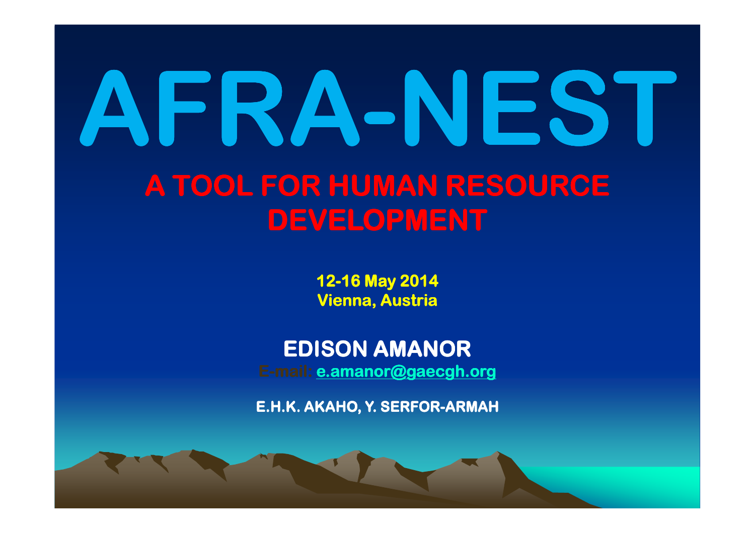# AFRA-NEST

## A TOOL FOR HUMAN RESOURCE DEVELOPMENT

**12-16 May 2014**
**Vienna, Austria**

**EDISON AMANOR**
E-mail: e.amanor@gaecgh.org

**E.H.K. AKAHO, Y. SERFOR-ARMAH**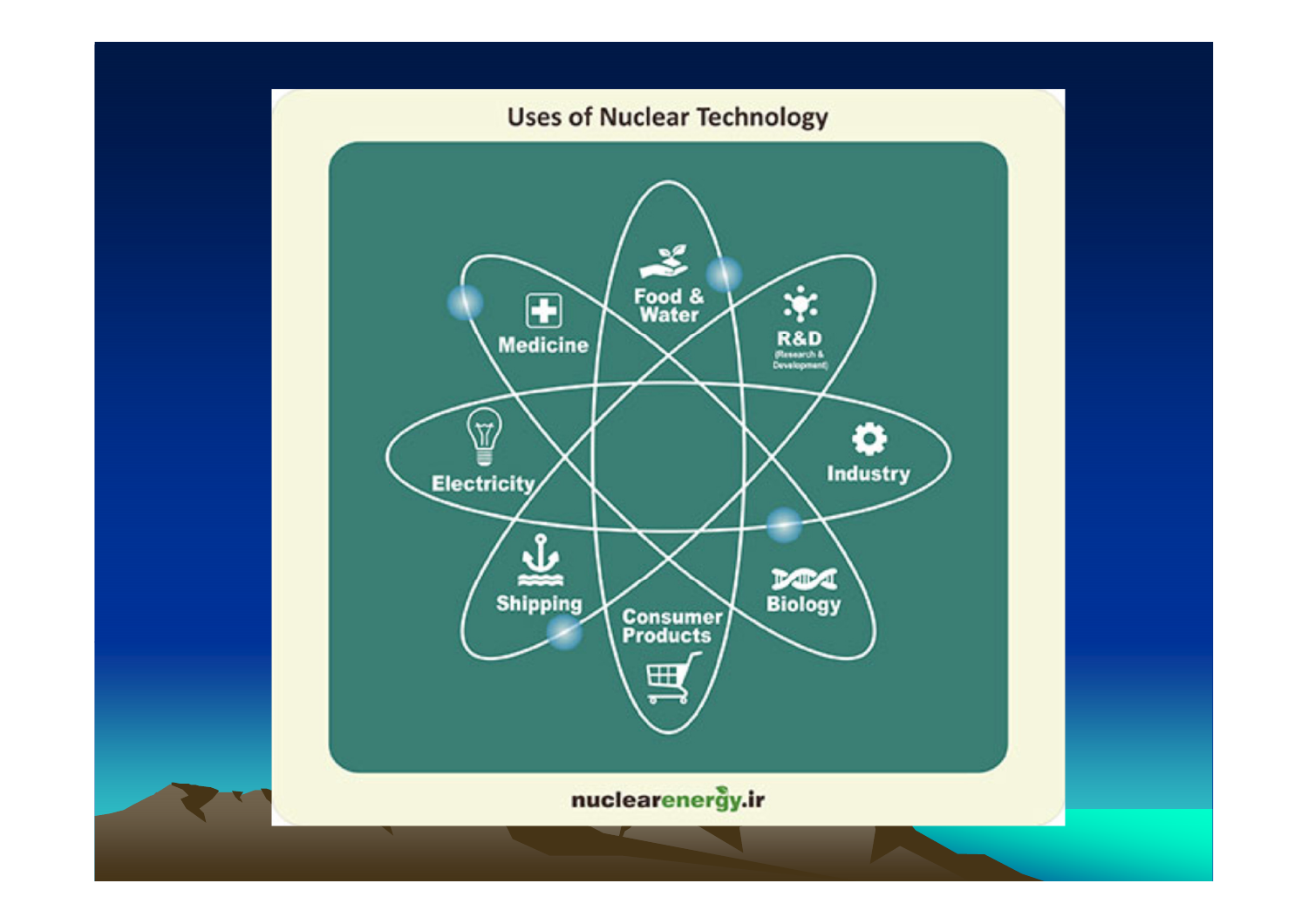# Uses of Nuclear Technology

- Food & Water
- R&D (Research & Development)
- Industry
- Biology
- Consumer Products
- Shipping
- Electricity
- Medicine

nuclearenergy.ir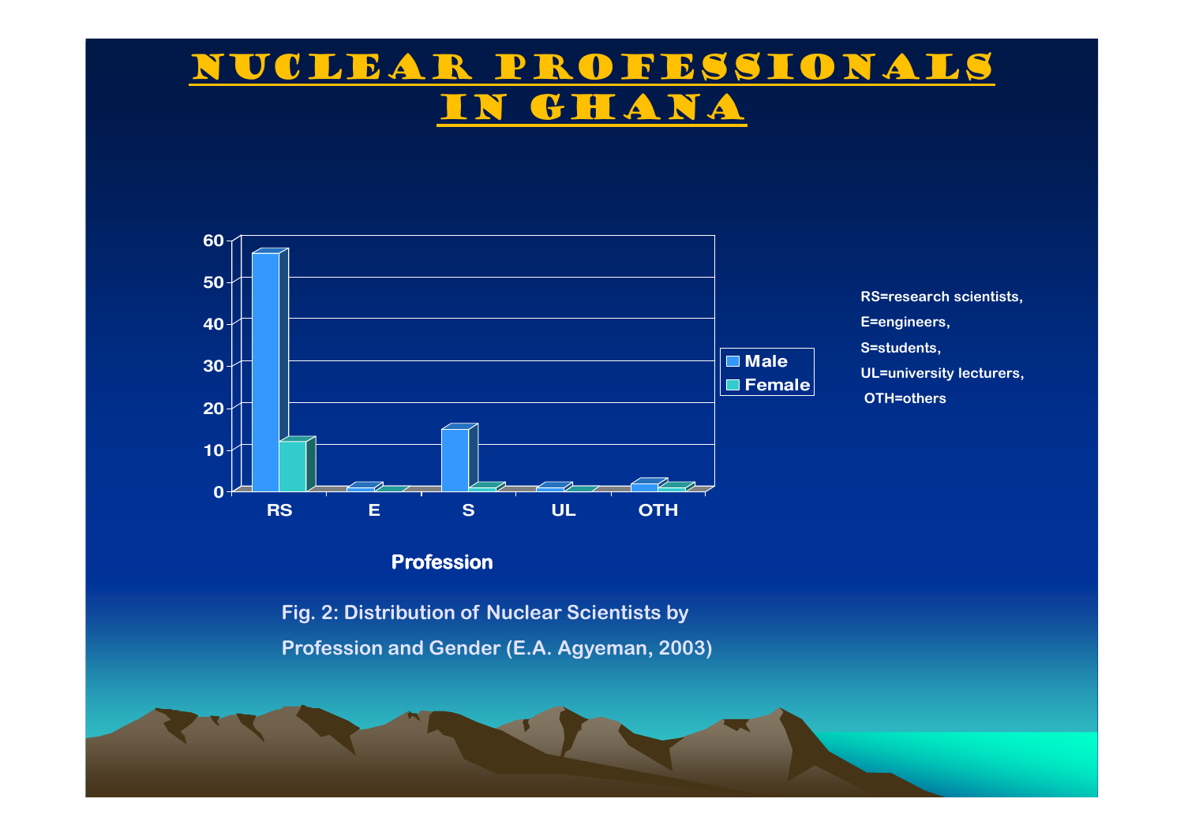# Nuclear Professionals in Ghana

RS=research scientists,

E=engineers,

S=students,

UL=university lecturers,

OTH=others

Fig. 2: Distribution of Nuclear Scientists by Profession and Gender (E.A. Agyeman, 2003)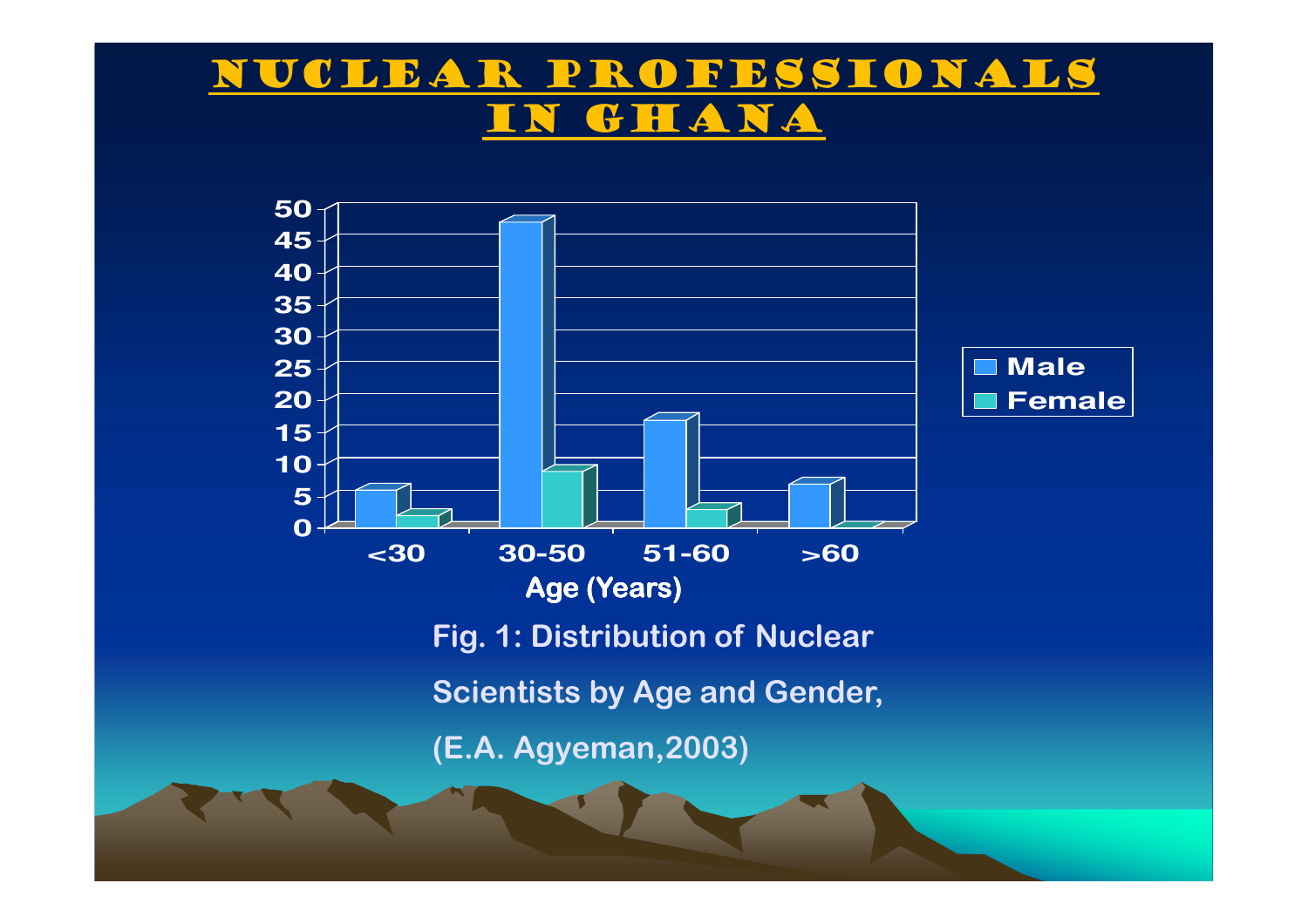# NUCLEAR PROFESSIONALS IN GHANA

Fig. 1: Distribution of Nuclear Scientists by Age and Gender, (E.A. Agyeman,2003)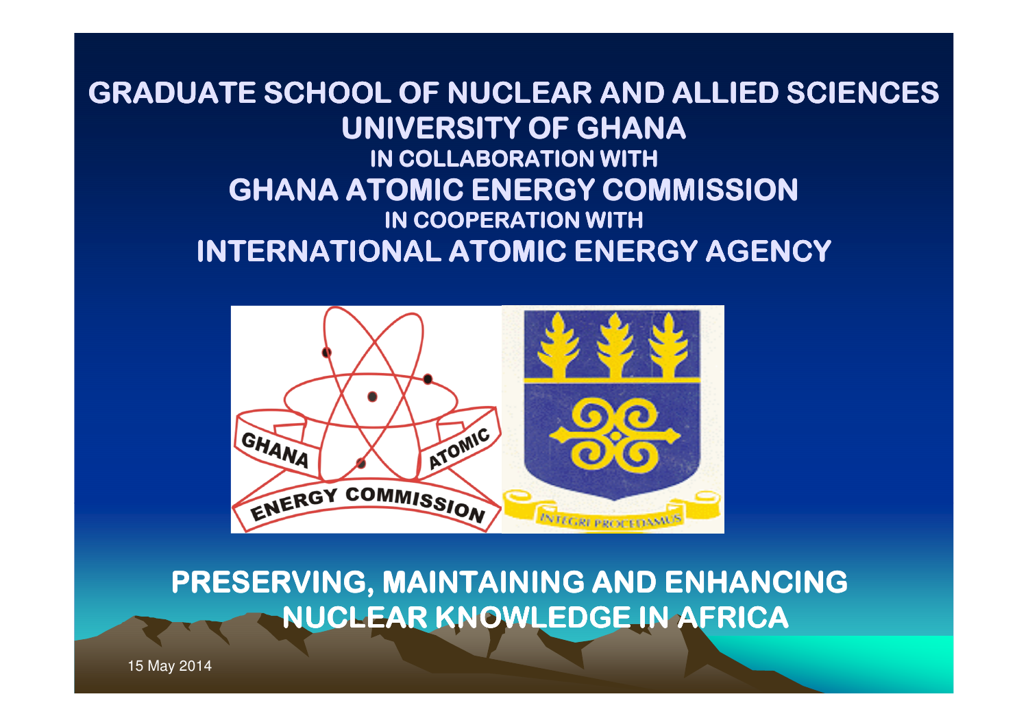# GRADUATE SCHOOL OF NUCLEAR AND ALLIED SCIENCES
## UNIVERSITY OF GHANA
### IN COLLABORATION WITH
## GHANA ATOMIC ENERGY COMMISSION
### IN COOPERATION WITH
## INTERNATIONAL ATOMIC ENERGY AGENCY

**PRESERVING, MAINTAINING AND ENHANCING NUCLEAR KNOWLEDGE IN AFRICA**

15 May 2014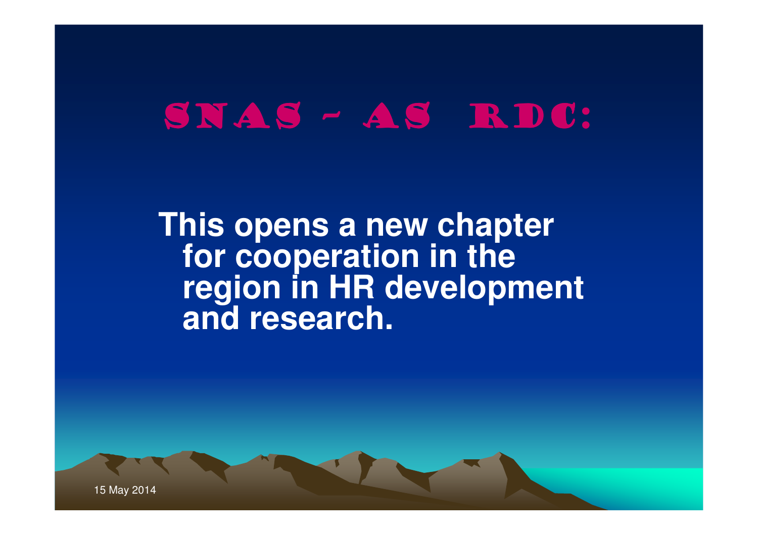# SNAS – AS RDC:

**This opens a new chapter for cooperation in the region in HR development and research.**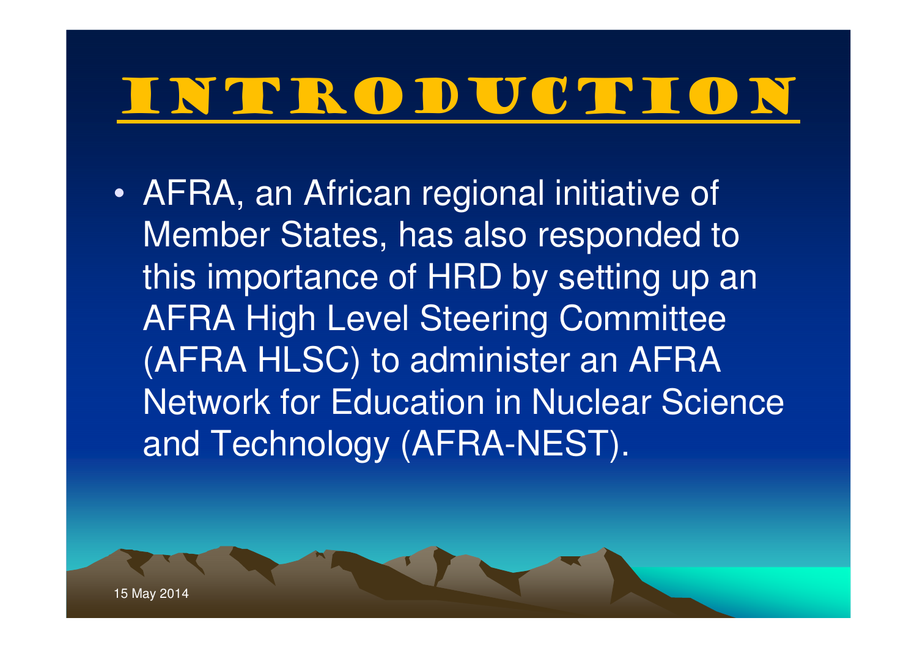# INTRODUCTION

- AFRA, an African regional initiative of Member States, has also responded to this importance of HRD by setting up an AFRA High Level Steering Committee (AFRA HLSC) to administer an AFRA Network for Education in Nuclear Science and Technology (AFRA-NEST).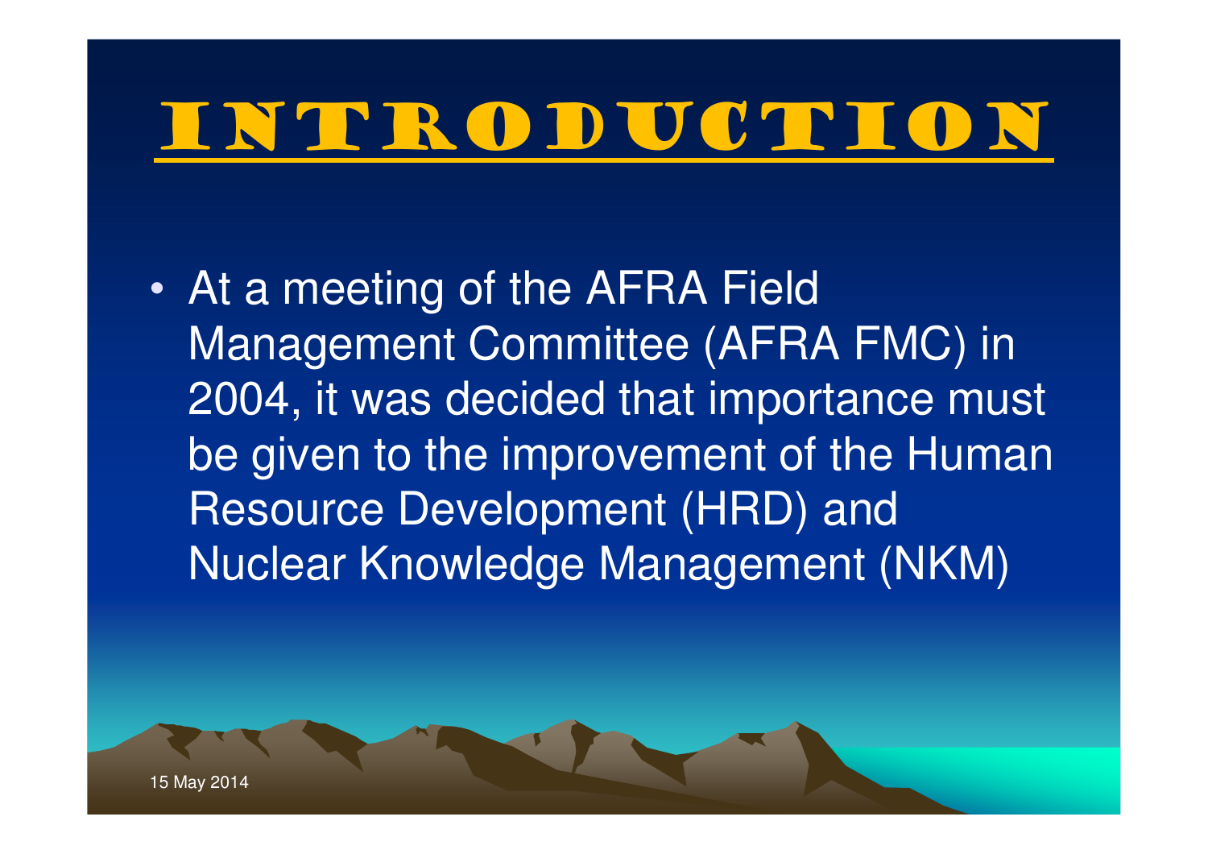# INTRODUCTION

- At a meeting of the AFRA Field Management Committee (AFRA FMC) in 2004, it was decided that importance must be given to the improvement of the Human Resource Development (HRD) and Nuclear Knowledge Management (NKM)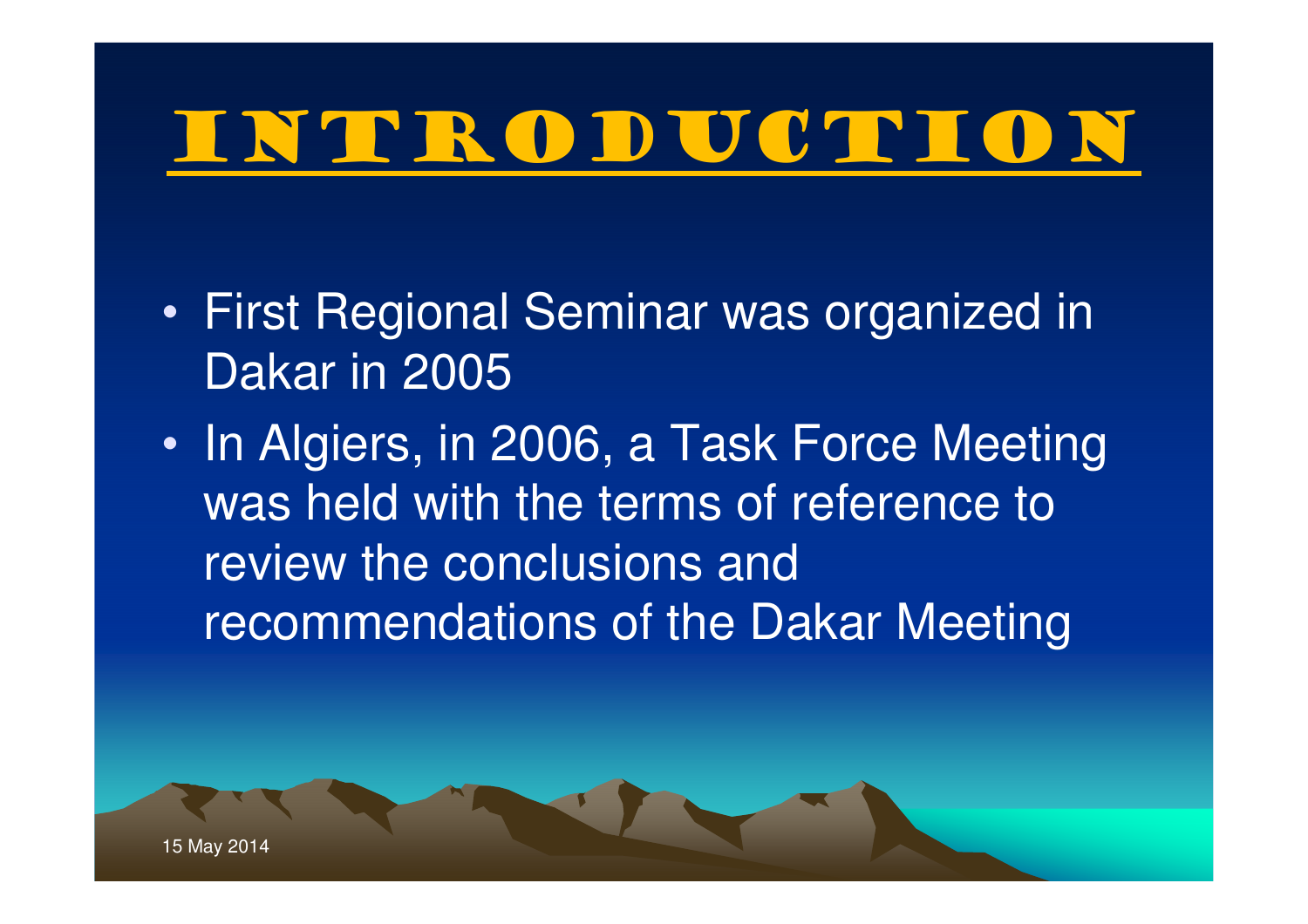# Introduction

- First Regional Seminar was organized in Dakar in 2005
- In Algiers, in 2006, a Task Force Meeting was held with the terms of reference to review the conclusions and recommendations of the Dakar Meeting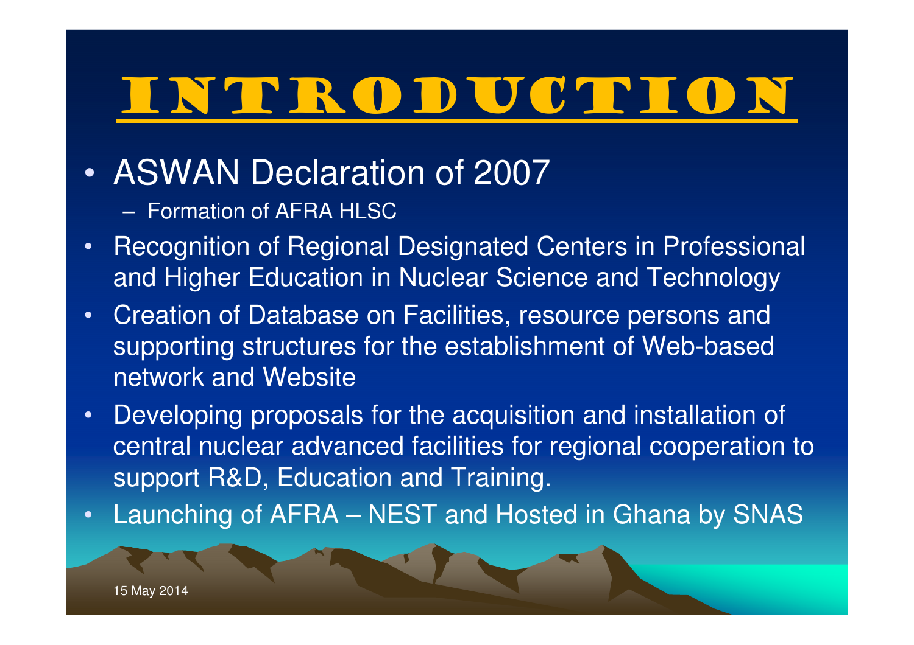# INTRODUCTION

- ASWAN Declaration of 2007
  - Formation of AFRA HLSC
- Recognition of Regional Designated Centers in Professional and Higher Education in Nuclear Science and Technology
- Creation of Database on Facilities, resource persons and supporting structures for the establishment of Web-based network and Website
- Developing proposals for the acquisition and installation of central nuclear advanced facilities for regional cooperation to support R&D, Education and Training.
- Launching of AFRA – NEST and Hosted in Ghana by SNAS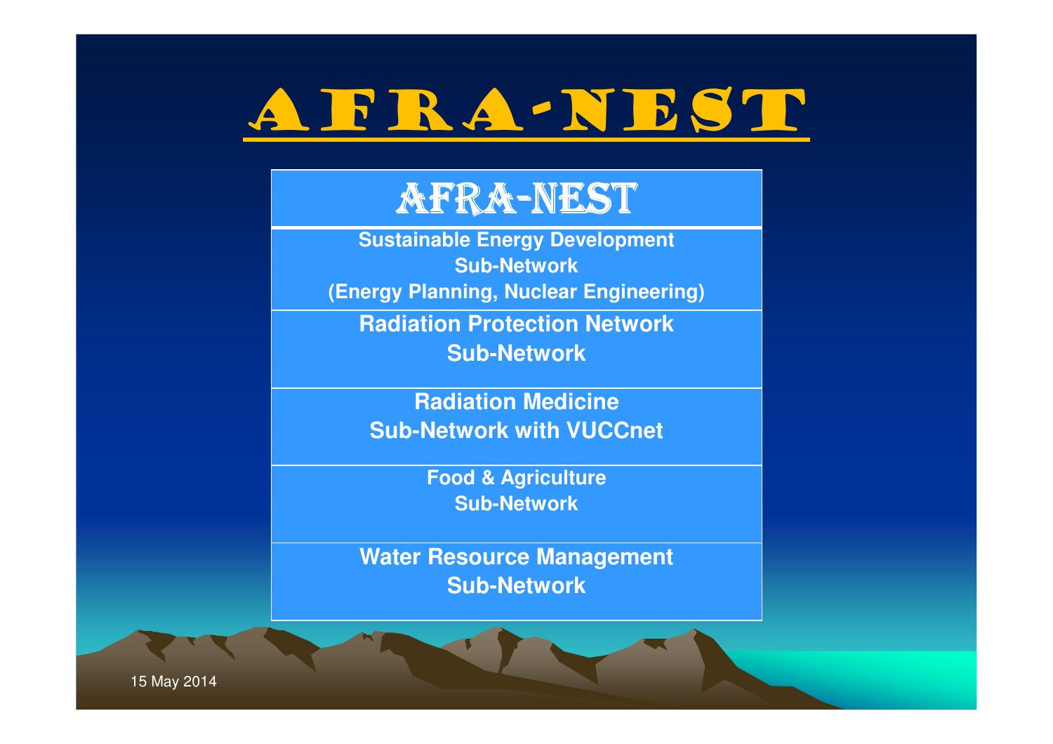# AFRA-NEST

| AFRA-NEST |
| --- |
| **Sustainable Energy Development Sub-Network (Energy Planning, Nuclear Engineering)** |
| **Radiation Protection Network Sub-Network** |
| **Radiation Medicine Sub-Network with VUCCnet** |
| **Food & Agriculture Sub-Network** |
| **Water Resource Management Sub-Network** |

15 May 2014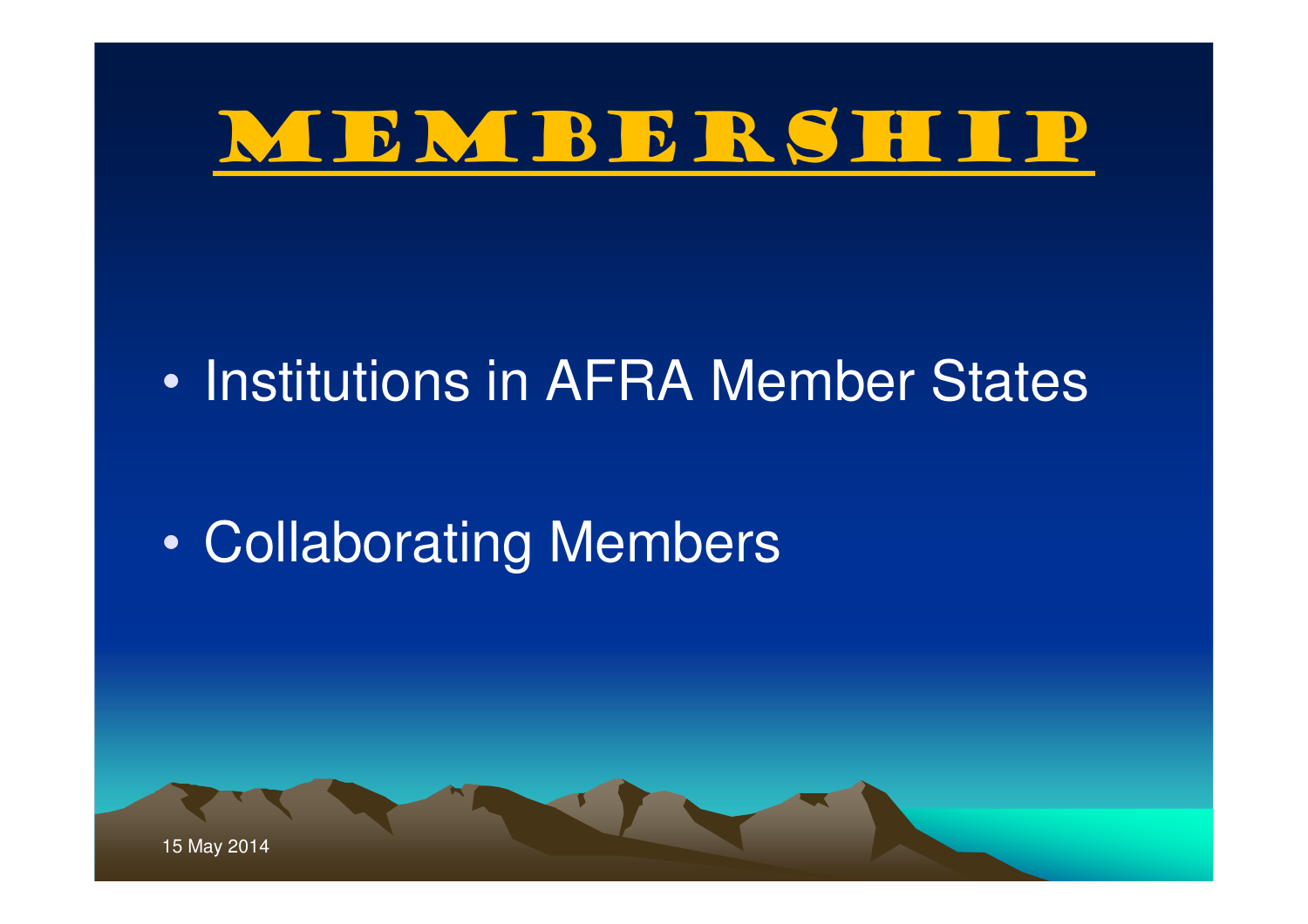# Membership

- Institutions in AFRA Member States
- Collaborating Members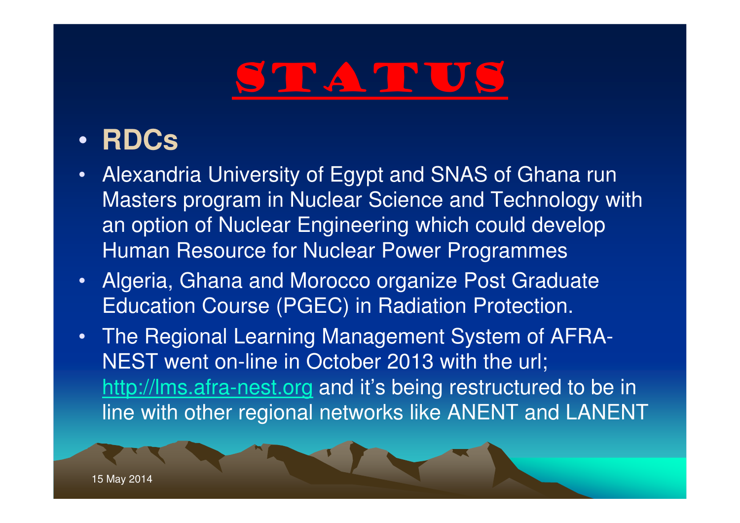# STATUS

- **RDCs**
- Alexandria University of Egypt and SNAS of Ghana run Masters program in Nuclear Science and Technology with an option of Nuclear Engineering which could develop Human Resource for Nuclear Power Programmes
- Algeria, Ghana and Morocco organize Post Graduate Education Course (PGEC) in Radiation Protection.
- The Regional Learning Management System of AFRA-NEST went on-line in October 2013 with the url; http://lms.afra-nest.org and it's being restructured to be in line with other regional networks like ANENT and LANENT

15 May 2014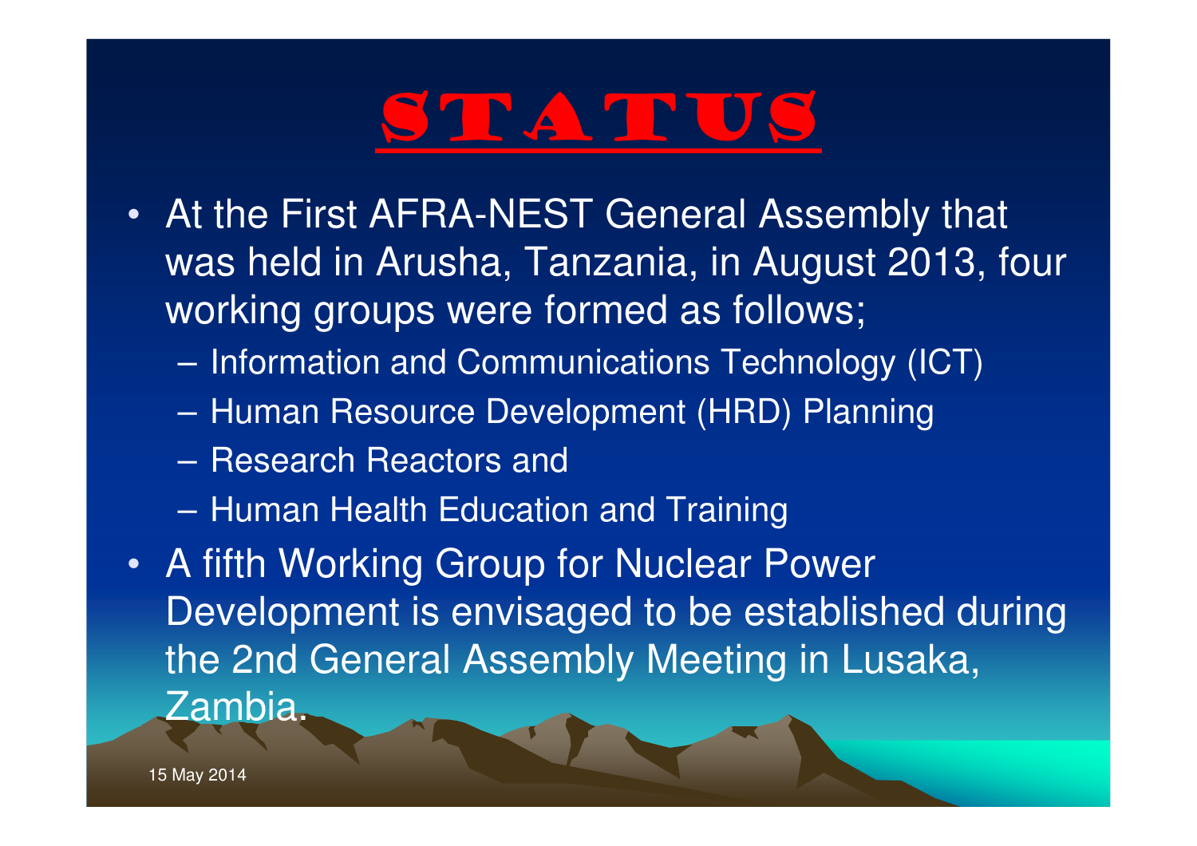# STATUS

- At the First AFRA-NEST General Assembly that was held in Arusha, Tanzania, in August 2013, four working groups were formed as follows;
  - Information and Communications Technology (ICT)
  - Human Resource Development (HRD) Planning
  - Research Reactors and
  - Human Health Education and Training
- A fifth Working Group for Nuclear Power Development is envisaged to be established during the 2nd General Assembly Meeting in Lusaka, Zambia.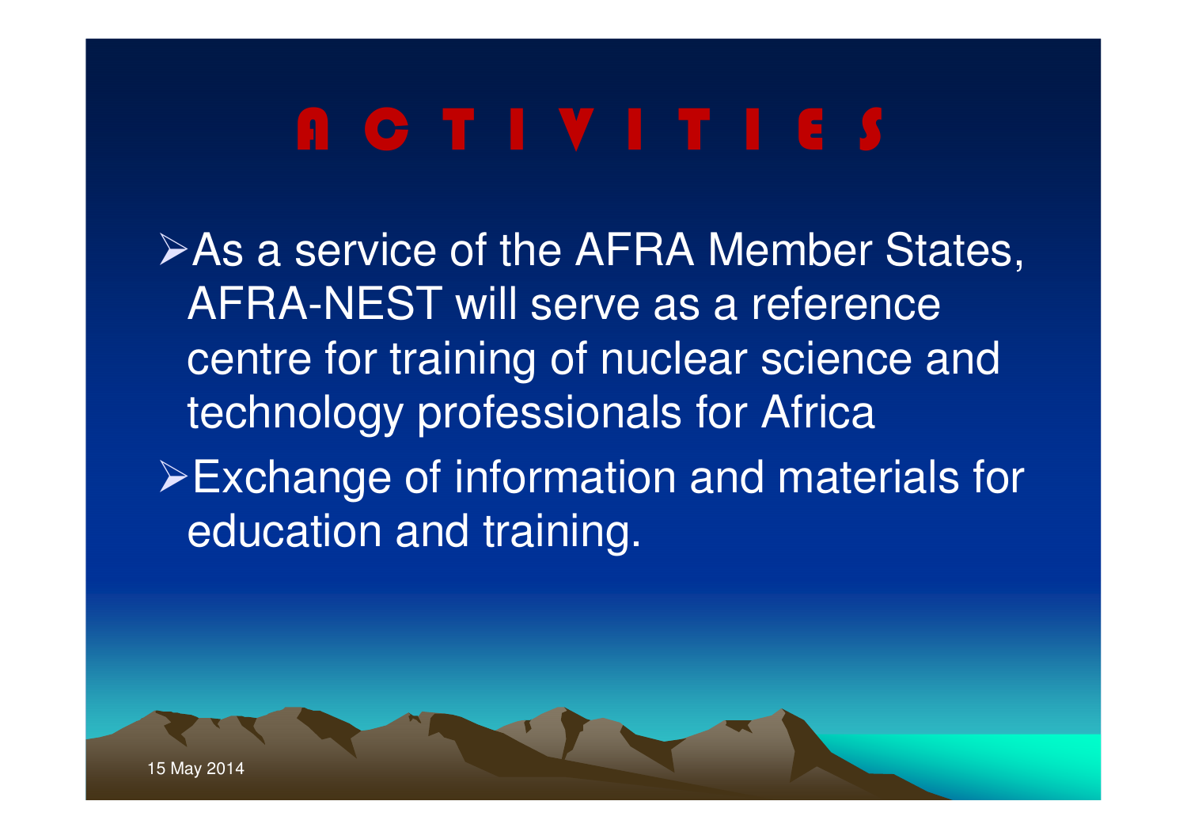# ACTIVITIES

- As a service of the AFRA Member States, AFRA-NEST will serve as a reference centre for training of nuclear science and technology professionals for Africa
- Exchange of information and materials for education and training.

15 May 2014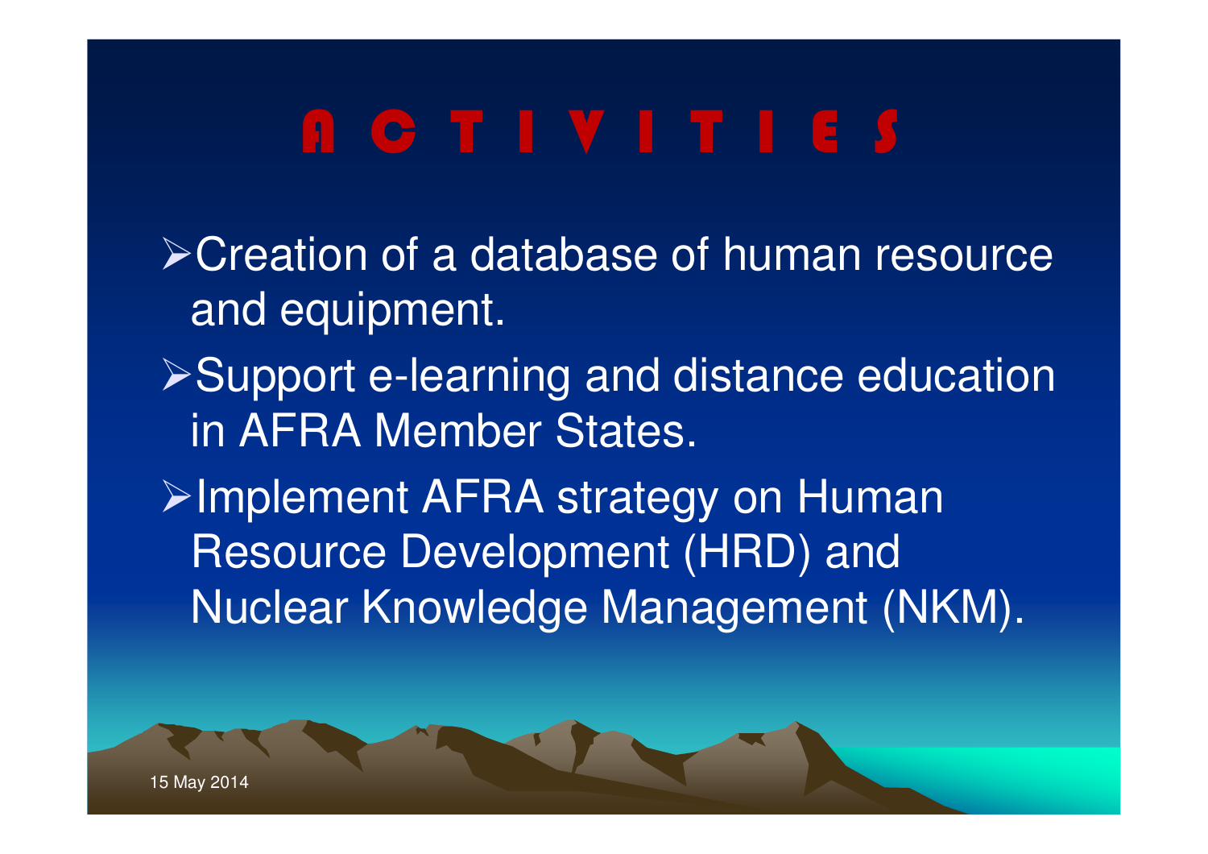# ACTIVITIES

- Creation of a database of human resource and equipment.
- Support e-learning and distance education in AFRA Member States.
- Implement AFRA strategy on Human Resource Development (HRD) and Nuclear Knowledge Management (NKM).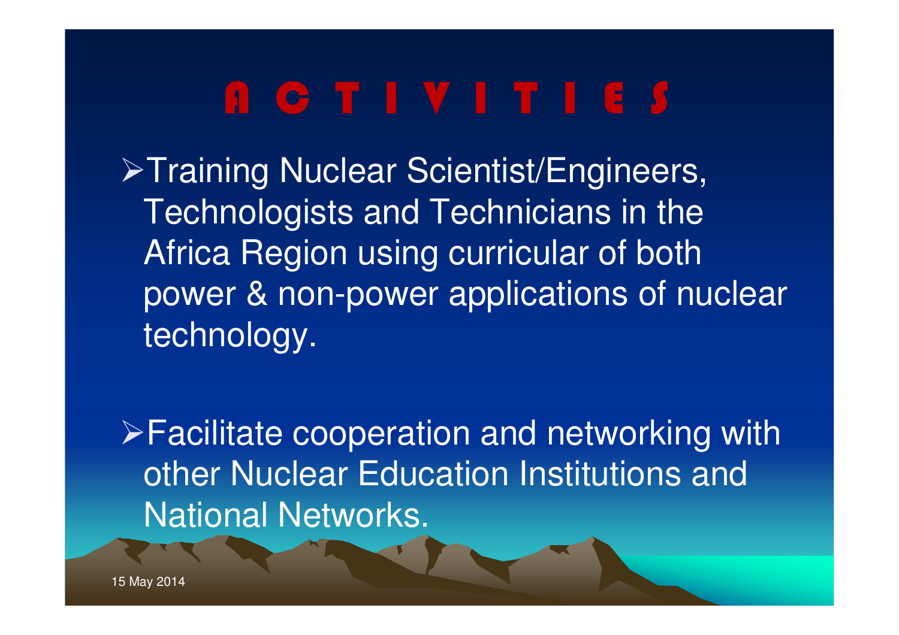# ACTIVITIES

- Training Nuclear Scientist/Engineers, Technologists and Technicians in the Africa Region using curricular of both power & non-power applications of nuclear technology.

- Facilitate cooperation and networking with other Nuclear Education Institutions and National Networks.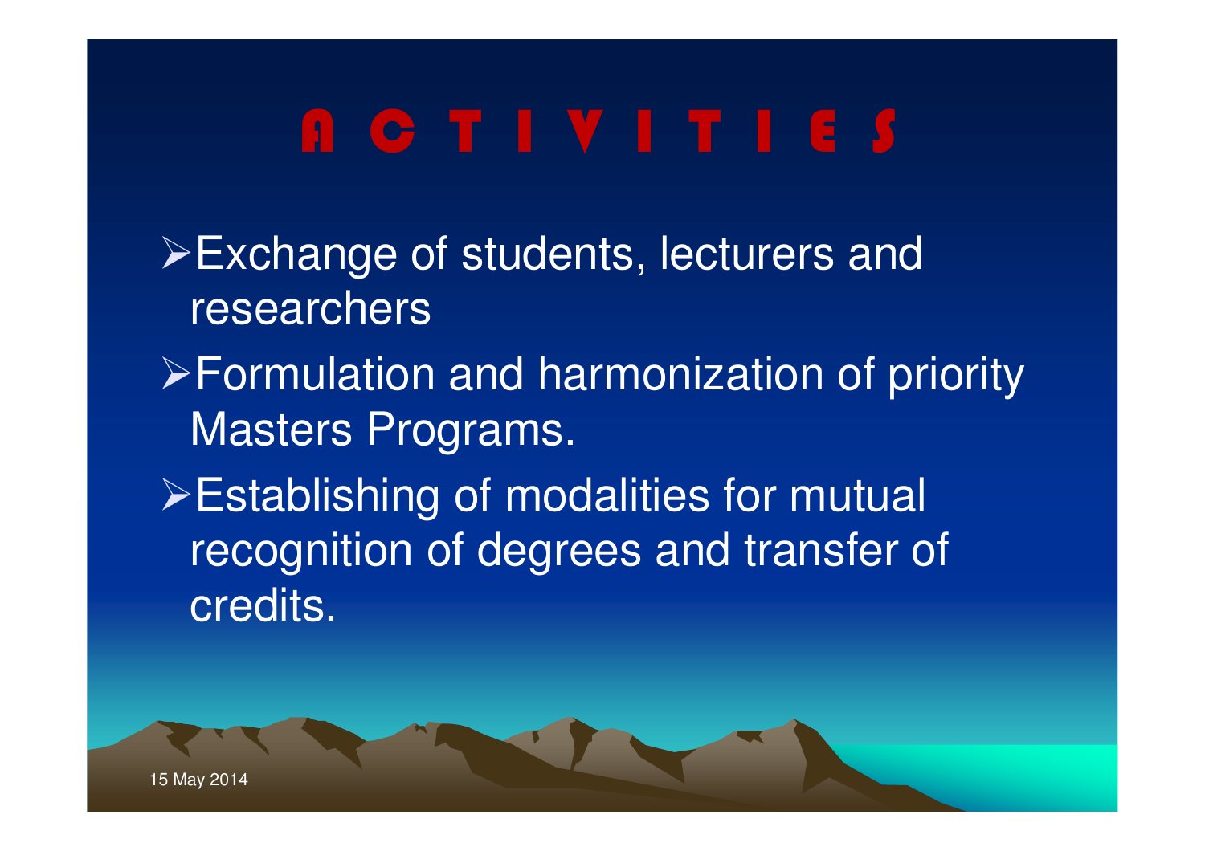# ACTIVITIES

- Exchange of students, lecturers and researchers
- Formulation and harmonization of priority Masters Programs.
- Establishing of modalities for mutual recognition of degrees and transfer of credits.

15 May 2014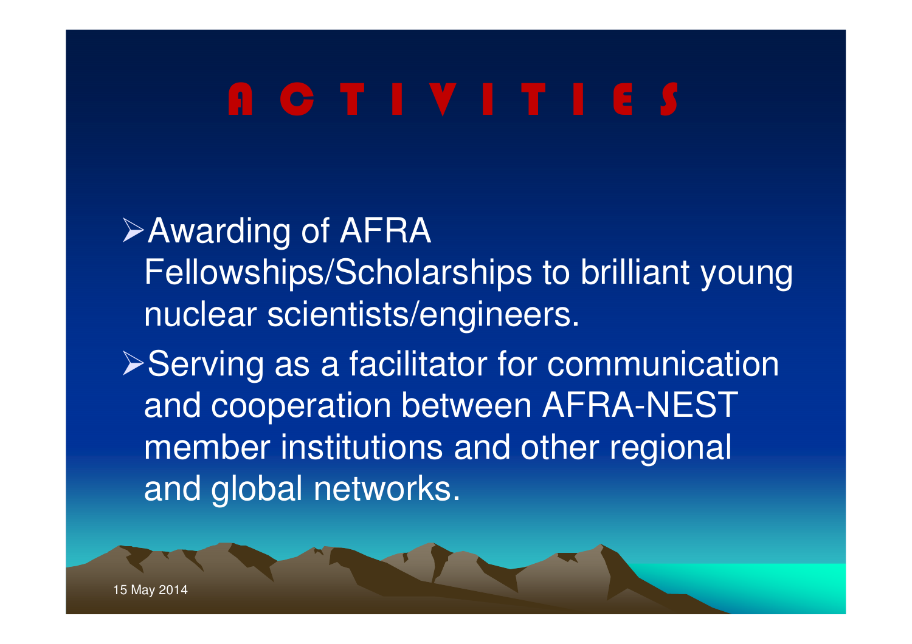# A C T I V I T I E S

- Awarding of AFRA Fellowships/Scholarships to brilliant young nuclear scientists/engineers.
- Serving as a facilitator for communication and cooperation between AFRA-NEST member institutions and other regional and global networks.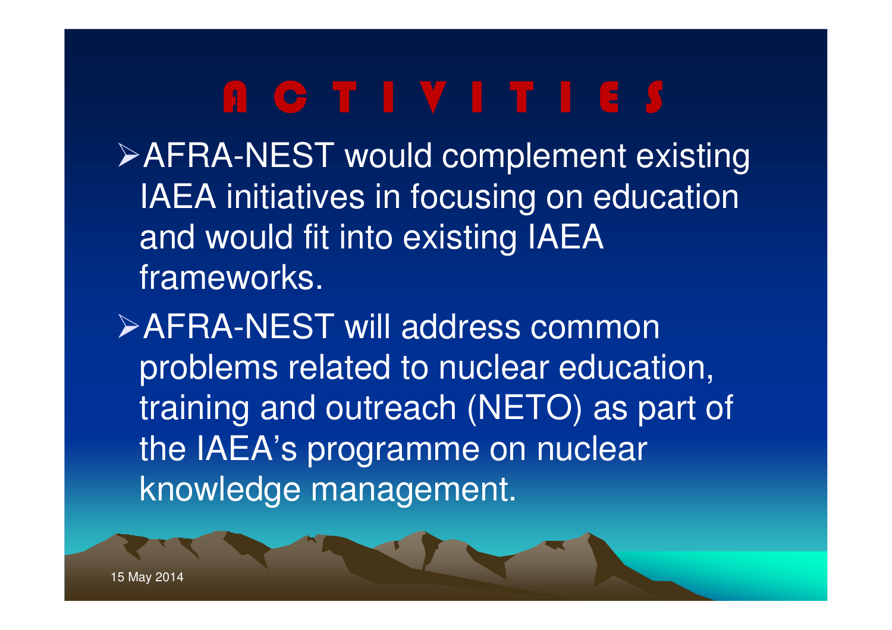# ACTIVITIES

- AFRA-NEST would complement existing IAEA initiatives in focusing on education and would fit into existing IAEA frameworks.
- AFRA-NEST will address common problems related to nuclear education, training and outreach (NETO) as part of the IAEA's programme on nuclear knowledge management.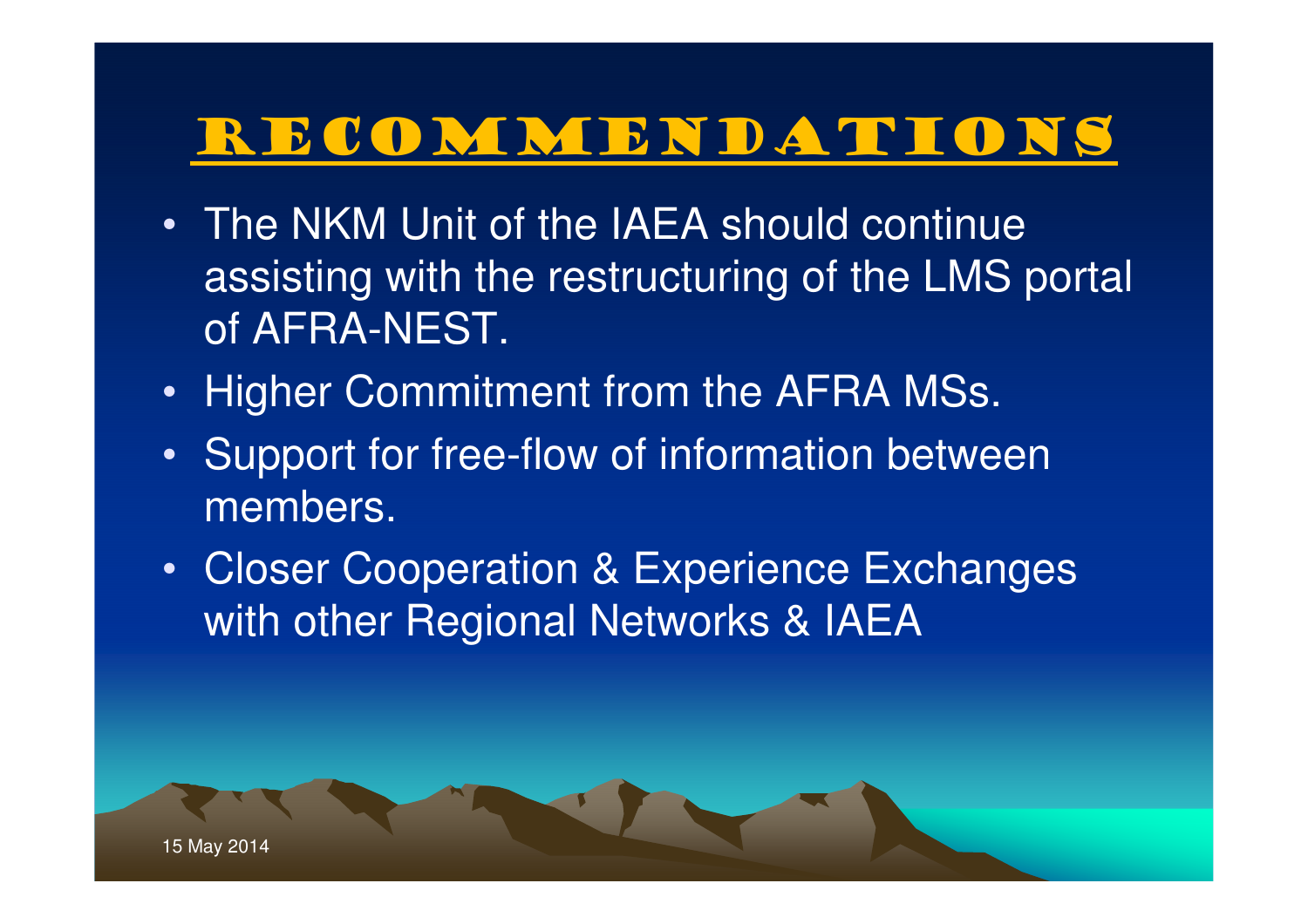# Recommendations

- The NKM Unit of the IAEA should continue assisting with the restructuring of the LMS portal of AFRA-NEST.
- Higher Commitment from the AFRA MSs.
- Support for free-flow of information between members.
- Closer Cooperation & Experience Exchanges with other Regional Networks & IAEA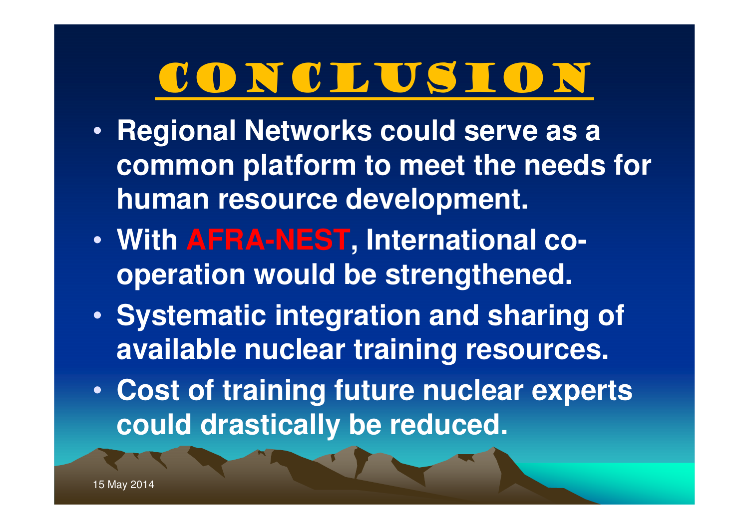# CONCLUSION

- **Regional Networks could serve as a common platform to meet the needs for human resource development.**
- **With AFRA-NEST, International co-operation would be strengthened.**
- **Systematic integration and sharing of available nuclear training resources.**
- **Cost of training future nuclear experts could drastically be reduced.**

15 May 2014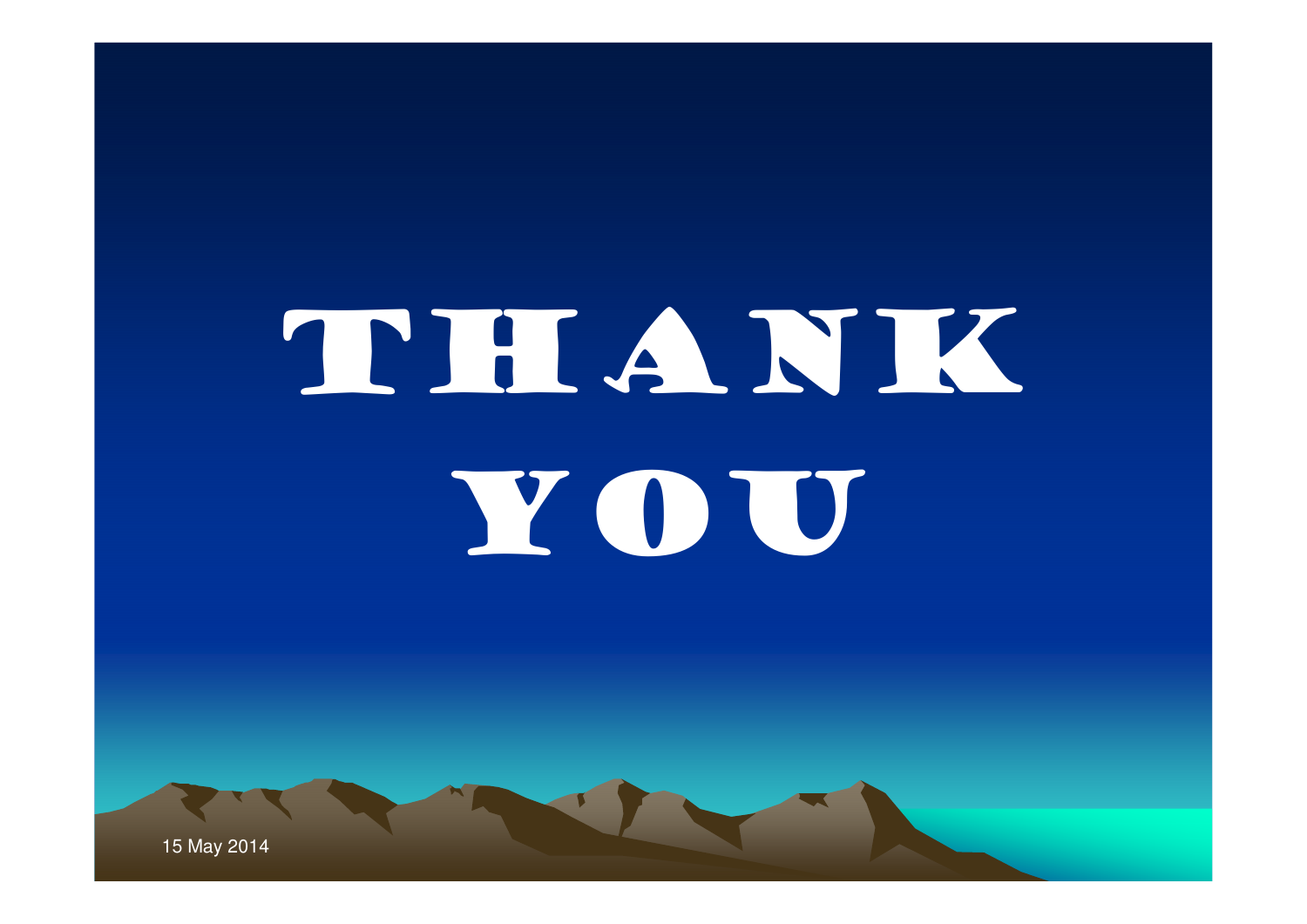# THANK YOU

15 May 2014